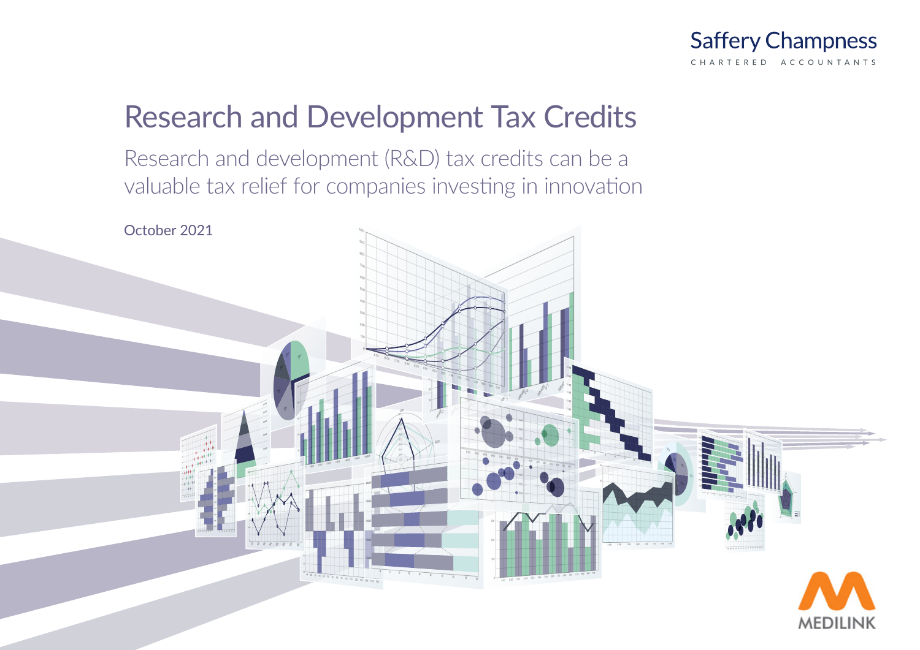Saffery Champness

CHARTERED ACCOUNTANTS

# Research and Development Tax Credits

Research and development (R&D) tax credits can be a valuable tax relief for companies investing in innovation

October 2021

MEDILINK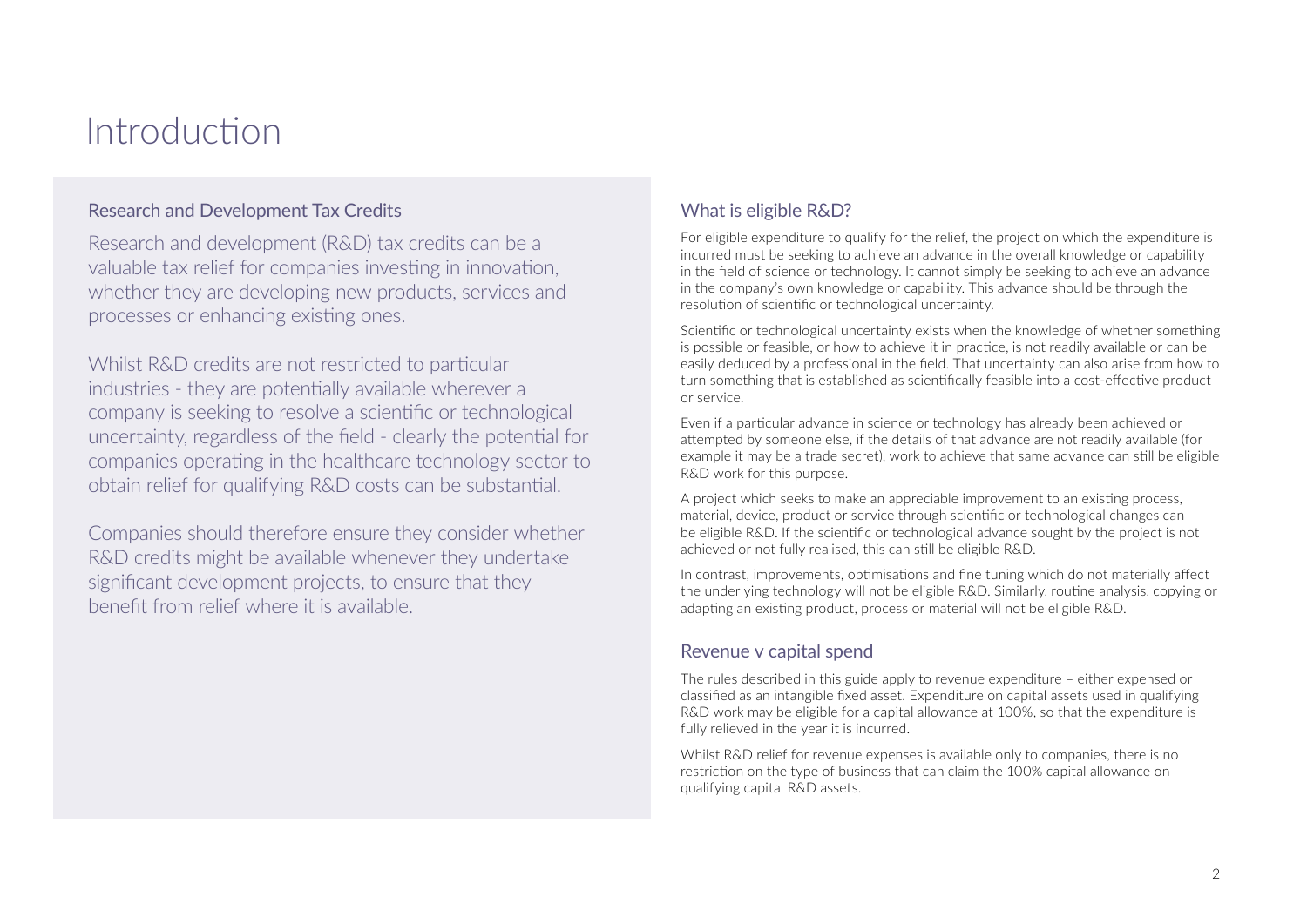# Introduction

## Research and Development Tax Credits

Research and development (R&D) tax credits can be a valuable tax relief for companies investing in innovation, whether they are developing new products, services and processes or enhancing existing ones.

Whilst R&D credits are not restricted to particular industries - they are potentially available wherever a company is seeking to resolve a scientific or technological uncertainty, regardless of the field - clearly the potential for companies operating in the healthcare technology sector to obtain relief for qualifying R&D costs can be substantial.

Companies should therefore ensure they consider whether R&D credits might be available whenever they undertake significant development projects, to ensure that they benefit from relief where it is available.

## What is eligible R&D?

For eligible expenditure to qualify for the relief, the project on which the expenditure is incurred must be seeking to achieve an advance in the overall knowledge or capability in the field of science or technology. It cannot simply be seeking to achieve an advance in the company's own knowledge or capability. This advance should be through the resolution of scientific or technological uncertainty.

Scientific or technological uncertainty exists when the knowledge of whether something is possible or feasible, or how to achieve it in practice, is not readily available or can be easily deduced by a professional in the field. That uncertainty can also arise from how to turn something that is established as scientifically feasible into a cost-effective product or service.

Even if a particular advance in science or technology has already been achieved or attempted by someone else, if the details of that advance are not readily available (for example it may be a trade secret), work to achieve that same advance can still be eligible R&D work for this purpose.

A project which seeks to make an appreciable improvement to an existing process, material, device, product or service through scientific or technological changes can be eligible R&D. If the scientific or technological advance sought by the project is not achieved or not fully realised, this can still be eligible R&D.

In contrast, improvements, optimisations and fine tuning which do not materially affect the underlying technology will not be eligible R&D. Similarly, routine analysis, copying or adapting an existing product, process or material will not be eligible R&D.

## Revenue v capital spend

The rules described in this guide apply to revenue expenditure – either expensed or classified as an intangible fixed asset. Expenditure on capital assets used in qualifying R&D work may be eligible for a capital allowance at 100%, so that the expenditure is fully relieved in the year it is incurred.

Whilst R&D relief for revenue expenses is available only to companies, there is no restriction on the type of business that can claim the 100% capital allowance on qualifying capital R&D assets.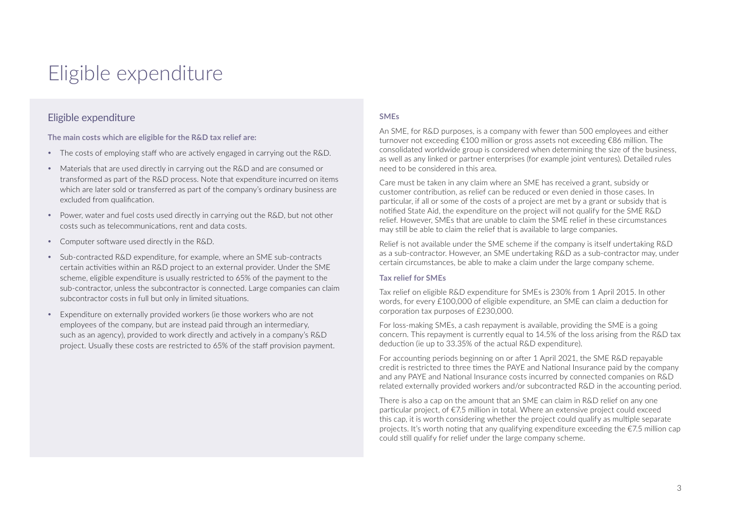# Eligible expenditure

## Eligible expenditure

**The main costs which are eligible for the R&D tax relief are:**

- The costs of employing staff who are actively engaged in carrying out the R&D.
- Materials that are used directly in carrying out the R&D and are consumed or transformed as part of the R&D process. Note that expenditure incurred on items which are later sold or transferred as part of the company's ordinary business are excluded from qualification.
- Power, water and fuel costs used directly in carrying out the R&D, but not other costs such as telecommunications, rent and data costs.
- Computer software used directly in the R&D.
- Sub-contracted R&D expenditure, for example, where an SME sub-contracts certain activities within an R&D project to an external provider. Under the SME scheme, eligible expenditure is usually restricted to 65% of the payment to the sub-contractor, unless the subcontractor is connected. Large companies can claim subcontractor costs in full but only in limited situations.
- Expenditure on externally provided workers (ie those workers who are not employees of the company, but are instead paid through an intermediary, such as an agency), provided to work directly and actively in a company's R&D project. Usually these costs are restricted to 65% of the staff provision payment.

### SMEs

An SME, for R&D purposes, is a company with fewer than 500 employees and either turnover not exceeding €100 million or gross assets not exceeding €86 million. The consolidated worldwide group is considered when determining the size of the business, as well as any linked or partner enterprises (for example joint ventures). Detailed rules need to be considered in this area.

Care must be taken in any claim where an SME has received a grant, subsidy or customer contribution, as relief can be reduced or even denied in those cases. In particular, if all or some of the costs of a project are met by a grant or subsidy that is notified State Aid, the expenditure on the project will not qualify for the SME R&D relief. However, SMEs that are unable to claim the SME relief in these circumstances may still be able to claim the relief that is available to large companies.

Relief is not available under the SME scheme if the company is itself undertaking R&D as a sub-contractor. However, an SME undertaking R&D as a sub-contractor may, under certain circumstances, be able to make a claim under the large company scheme.

### Tax relief for SMEs

Tax relief on eligible R&D expenditure for SMEs is 230% from 1 April 2015. In other words, for every £100,000 of eligible expenditure, an SME can claim a deduction for corporation tax purposes of £230,000.

For loss-making SMEs, a cash repayment is available, providing the SME is a going concern. This repayment is currently equal to 14.5% of the loss arising from the R&D tax deduction (ie up to 33.35% of the actual R&D expenditure).

For accounting periods beginning on or after 1 April 2021, the SME R&D repayable credit is restricted to three times the PAYE and National Insurance paid by the company and any PAYE and National Insurance costs incurred by connected companies on R&D related externally provided workers and/or subcontracted R&D in the accounting period.

There is also a cap on the amount that an SME can claim in R&D relief on any one particular project, of €7.5 million in total. Where an extensive project could exceed this cap, it is worth considering whether the project could qualify as multiple separate projects. It's worth noting that any qualifying expenditure exceeding the €7.5 million cap could still qualify for relief under the large company scheme.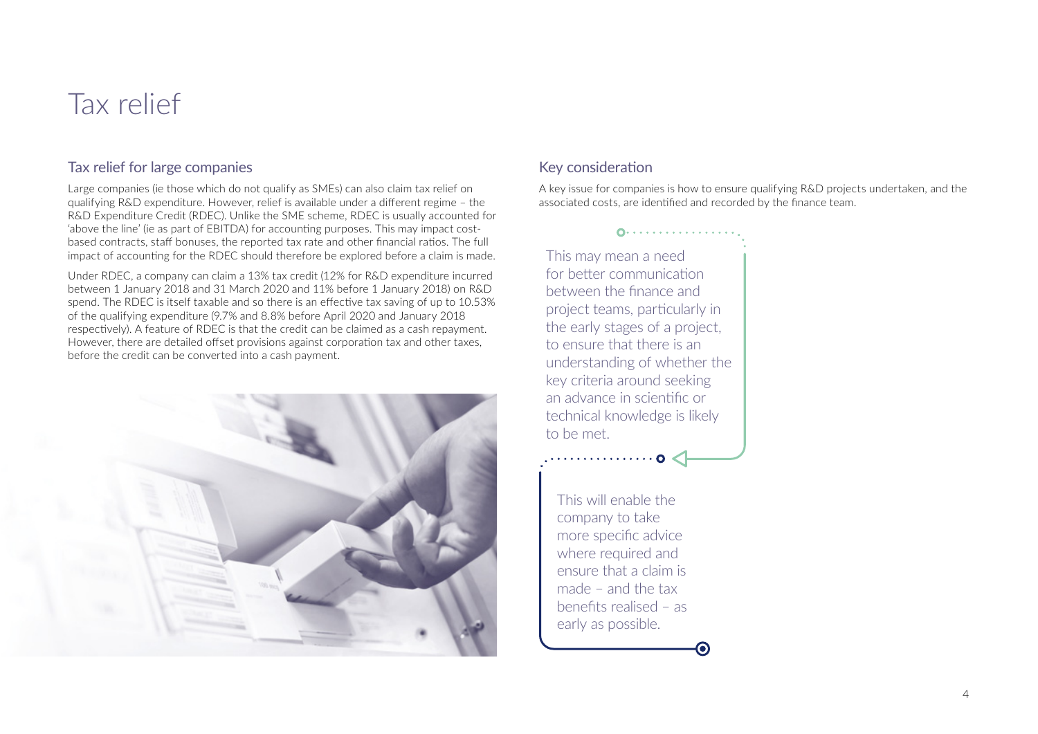# Tax relief

## Tax relief for large companies

Large companies (ie those which do not qualify as SMEs) can also claim tax relief on qualifying R&D expenditure. However, relief is available under a different regime – the R&D Expenditure Credit (RDEC). Unlike the SME scheme, RDEC is usually accounted for 'above the line' (ie as part of EBITDA) for accounting purposes. This may impact cost-based contracts, staff bonuses, the reported tax rate and other financial ratios. The full impact of accounting for the RDEC should therefore be explored before a claim is made.

Under RDEC, a company can claim a 13% tax credit (12% for R&D expenditure incurred between 1 January 2018 and 31 March 2020 and 11% before 1 January 2018) on R&D spend. The RDEC is itself taxable and so there is an effective tax saving of up to 10.53% of the qualifying expenditure (9.7% and 8.8% before April 2020 and January 2018 respectively). A feature of RDEC is that the credit can be claimed as a cash repayment. However, there are detailed offset provisions against corporation tax and other taxes, before the credit can be converted into a cash payment.

## Key consideration

A key issue for companies is how to ensure qualifying R&D projects undertaken, and the associated costs, are identified and recorded by the finance team.

This may mean a need for better communication between the finance and project teams, particularly in the early stages of a project, to ensure that there is an understanding of whether the key criteria around seeking an advance in scientific or technical knowledge is likely to be met.

This will enable the company to take more specific advice where required and ensure that a claim is made – and the tax benefits realised – as early as possible.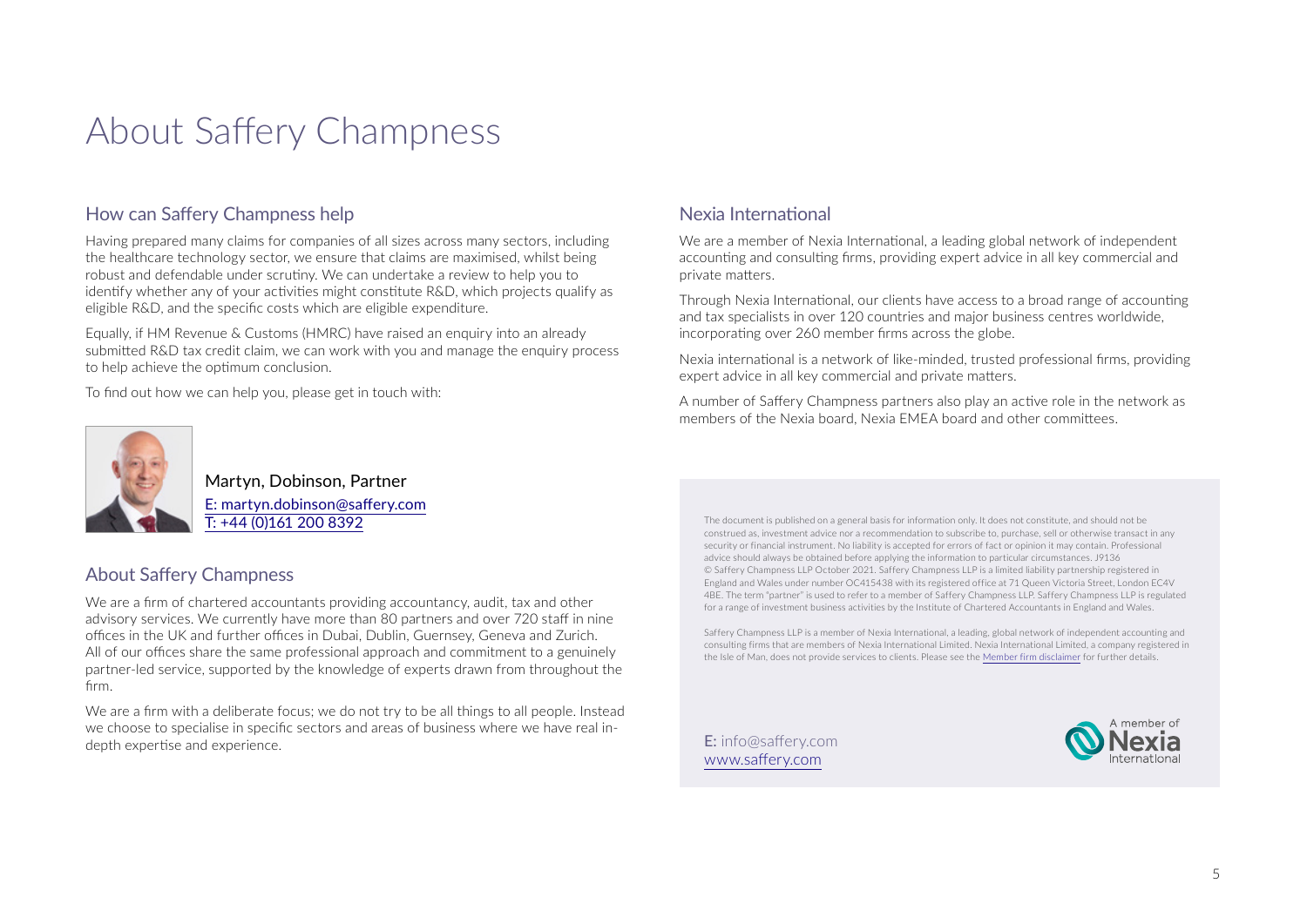# About Saffery Champness

## How can Saffery Champness help

Having prepared many claims for companies of all sizes across many sectors, including the healthcare technology sector, we ensure that claims are maximised, whilst being robust and defendable under scrutiny. We can undertake a review to help you to identify whether any of your activities might constitute R&D, which projects qualify as eligible R&D, and the specific costs which are eligible expenditure.

Equally, if HM Revenue & Customs (HMRC) have raised an enquiry into an already submitted R&D tax credit claim, we can work with you and manage the enquiry process to help achieve the optimum conclusion.

To find out how we can help you, please get in touch with:

Martyn, Dobinson, Partner
E: martyn.dobinson@saffery.com
T: +44 (0)161 200 8392

## About Saffery Champness

We are a firm of chartered accountants providing accountancy, audit, tax and other advisory services. We currently have more than 80 partners and over 720 staff in nine offices in the UK and further offices in Dubai, Dublin, Guernsey, Geneva and Zurich. All of our offices share the same professional approach and commitment to a genuinely partner-led service, supported by the knowledge of experts drawn from throughout the firm.

We are a firm with a deliberate focus; we do not try to be all things to all people. Instead we choose to specialise in specific sectors and areas of business where we have real in-depth expertise and experience.

## Nexia International

We are a member of Nexia International, a leading global network of independent accounting and consulting firms, providing expert advice in all key commercial and private matters.

Through Nexia International, our clients have access to a broad range of accounting and tax specialists in over 120 countries and major business centres worldwide, incorporating over 260 member firms across the globe.

Nexia international is a network of like-minded, trusted professional firms, providing expert advice in all key commercial and private matters.

A number of Saffery Champness partners also play an active role in the network as members of the Nexia board, Nexia EMEA board and other committees.

The document is published on a general basis for information only. It does not constitute, and should not be construed as, investment advice nor a recommendation to subscribe to, purchase, sell or otherwise transact in any security or financial instrument. No liability is accepted for errors of fact or opinion it may contain. Professional advice should always be obtained before applying the information to particular circumstances. J9136
© Saffery Champness LLP October 2021. Saffery Champness LLP is a limited liability partnership registered in England and Wales under number OC415438 with its registered office at 71 Queen Victoria Street, London EC4V 4BE. The term "partner" is used to refer to a member of Saffery Champness LLP. Saffery Champness LLP is regulated for a range of investment business activities by the Institute of Chartered Accountants in England and Wales.

Saffery Champness LLP is a member of Nexia International, a leading, global network of independent accounting and consulting firms that are members of Nexia International Limited. Nexia International Limited, a company registered in the Isle of Man, does not provide services to clients. Please see the Member firm disclaimer for further details.

E: info@saffery.com
www.saffery.com

A member of Nexia International